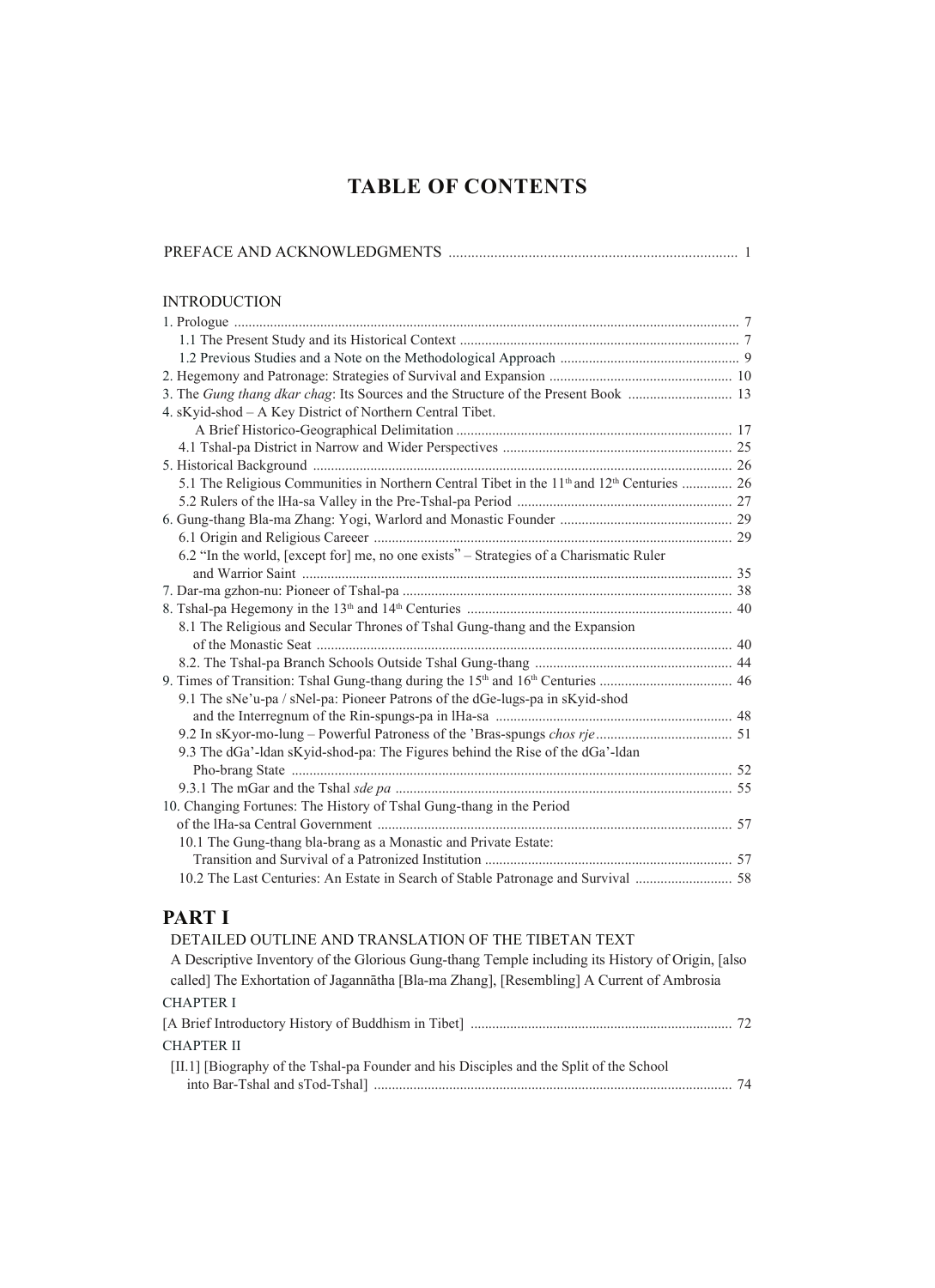# TABLE OF CONTENTS

PREFACE AND ACKNOWLEDGMENTS .......... 1

INTRODUCTION

1. Prologue .......... 7
   - 1.1 The Present Study and its Historical Context .......... 7
   - 1.2 Previous Studies and a Note on the Methodological Approach .......... 9
2. Hegemony and Patronage: Strategies of Survival and Expansion .......... 10
3. The *Gung thang dkar chag*: Its Sources and the Structure of the Present Book .......... 13
4. sKyid-shod – A Key District of Northern Central Tibet. A Brief Historico-Geographical Delimitation .......... 17
   - 4.1 Tshal-pa District in Narrow and Wider Perspectives .......... 25
5. Historical Background .......... 26
   - 5.1 The Religious Communities in Northern Central Tibet in the 11th and 12th Centuries .......... 26
   - 5.2 Rulers of the lHa-sa Valley in the Pre-Tshal-pa Period .......... 27
6. Gung-thang Bla-ma Zhang: Yogi, Warlord and Monastic Founder .......... 29
   - 6.1 Origin and Religious Careeer .......... 29
   - 6.2 "In the world, [except for] me, no one exists" – Strategies of a Charismatic Ruler and Warrior Saint .......... 35
7. Dar-ma gzhon-nu: Pioneer of Tshal-pa .......... 38
8. Tshal-pa Hegemony in the 13th and 14th Centuries .......... 40
   - 8.1 The Religious and Secular Thrones of Tshal Gung-thang and the Expansion of the Monastic Seat .......... 40
   - 8.2. The Tshal-pa Branch Schools Outside Tshal Gung-thang .......... 44
9. Times of Transition: Tshal Gung-thang during the 15th and 16th Centuries .......... 46
   - 9.1 The sNe'u-pa / sNel-pa: Pioneer Patrons of the dGe-lugs-pa in sKyid-shod and the Interregnum of the Rin-spungs-pa in lHa-sa .......... 48
   - 9.2 In sKyor-mo-lung – Powerful Patroness of the 'Bras-spungs *chos rje* .......... 51
   - 9.3 The dGa'-ldan sKyid-shod-pa: The Figures behind the Rise of the dGa'-ldan Pho-brang State .......... 52
     - 9.3.1 The mGar and the Tshal *sde pa* .......... 55
10. Changing Fortunes: The History of Tshal Gung-thang in the Period of the lHa-sa Central Government .......... 57
    - 10.1 The Gung-thang bla-brang as a Monastic and Private Estate: Transition and Survival of a Patronized Institution .......... 57
    - 10.2 The Last Centuries: An Estate in Search of Stable Patronage and Survival .......... 58

## PART I

DETAILED OUTLINE AND TRANSLATION OF THE TIBETAN TEXT

A Descriptive Inventory of the Glorious Gung-thang Temple including its History of Origin, [also called] The Exhortation of Jagannātha [Bla-ma Zhang], [Resembling] A Current of Ambrosia

CHAPTER I

[A Brief Introductory History of Buddhism in Tibet] .......... 72

CHAPTER II

[II.1] [Biography of the Tshal-pa Founder and his Disciples and the Split of the School into Bar-Tshal and sTod-Tshal] .......... 74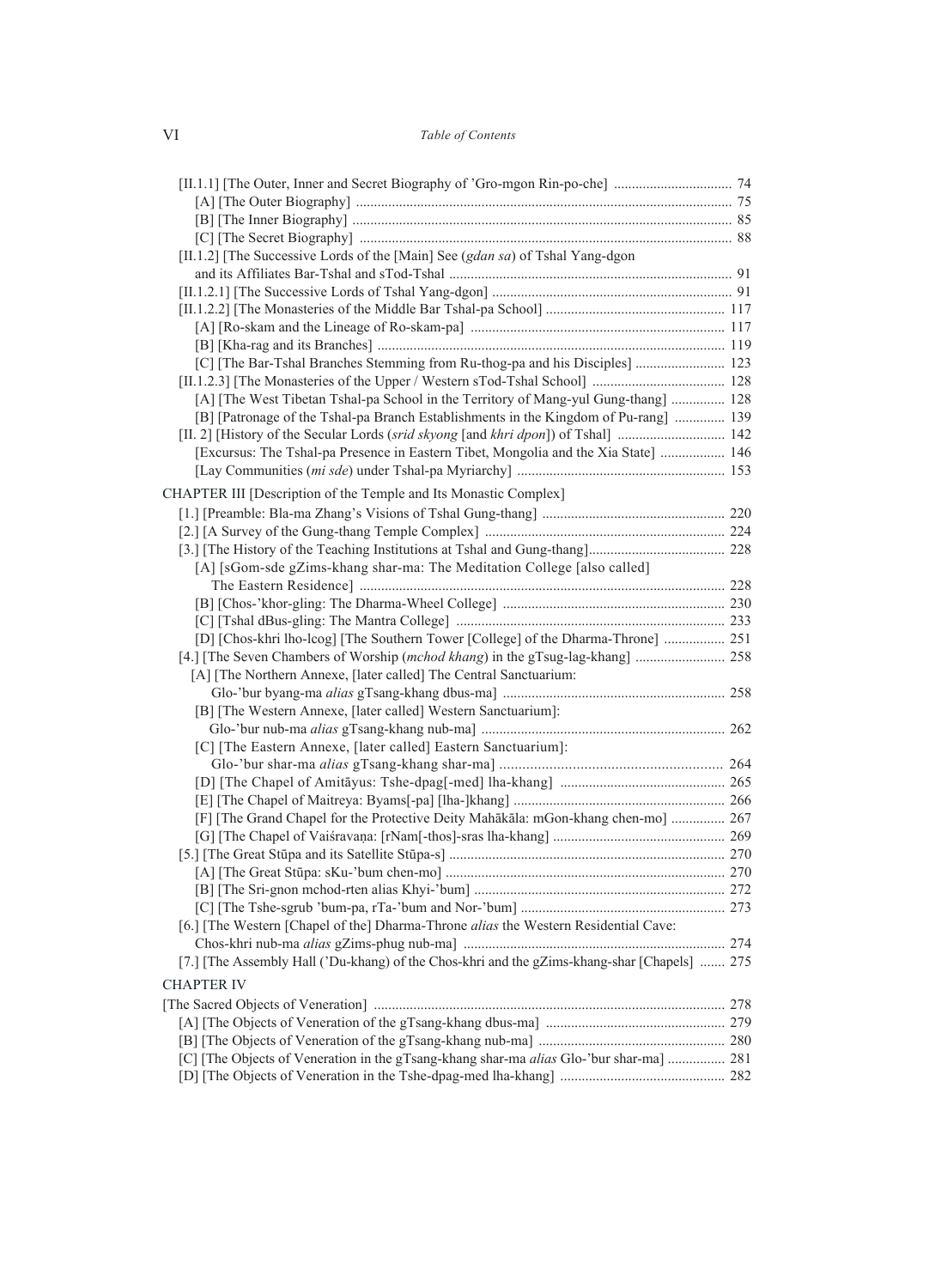[II.1.1] [The Outer, Inner and Secret Biography of 'Gro-mgon Rin-po-che] ..... 74
- [A] [The Outer Biography] ..... 75
- [B] [The Inner Biography] ..... 85
- [C] [The Secret Biography] ..... 88

[II.1.2] [The Successive Lords of the [Main] See (*gdan sa*) of Tshal Yang-dgon and its Affiliates Bar-Tshal and sTod-Tshal ..... 91

[II.1.2.1] [The Successive Lords of Tshal Yang-dgon] ..... 91

[II.1.2.2] [The Monasteries of the Middle Bar Tshal-pa School] ..... 117
- [A] [Ro-skam and the Lineage of Ro-skam-pa] ..... 117
- [B] [Kha-rag and its Branches] ..... 119
- [C] [The Bar-Tshal Branches Stemming from Ru-thog-pa and his Disciples] ..... 123

[II.1.2.3] [The Monasteries of the Upper / Western sTod-Tshal School] ..... 128
- [A] [The West Tibetan Tshal-pa School in the Territory of Mang-yul Gung-thang] ..... 128
- [B] [Patronage of the Tshal-pa Branch Establishments in the Kingdom of Pu-rang] ..... 139

[II. 2] [History of the Secular Lords (*srid skyong* [and *khri dpon*]) of Tshal] ..... 142
- [Excursus: The Tshal-pa Presence in Eastern Tibet, Mongolia and the Xia State] ..... 146
- [Lay Communities (*mi sde*) under Tshal-pa Myriarchy] ..... 153

CHAPTER III [Description of the Temple and Its Monastic Complex]

[1.] [Preamble: Bla-ma Zhang's Visions of Tshal Gung-thang] ..... 220

[2.] [A Survey of the Gung-thang Temple Complex] ..... 224

[3.] [The History of the Teaching Institutions at Tshal and Gung-thang] ..... 228
- [A] [sGom-sde gZims-khang shar-ma: The Meditation College [also called] The Eastern Residence] ..... 228
- [B] [Chos-'khor-gling: The Dharma-Wheel College] ..... 230
- [C] [Tshal dBus-gling: The Mantra College] ..... 233
- [D] [Chos-khri lho-lcog] [The Southern Tower [College] of the Dharma-Throne] ..... 251

[4.] [The Seven Chambers of Worship (*mchod khang*) in the gTsug-lag-khang] ..... 258
- [A] [The Northern Annexe, [later called] The Central Sanctuarium: Glo-'bur byang-ma *alias* gTsang-khang dbus-ma] ..... 258
- [B] [The Western Annexe, [later called] Western Sanctuarium]: Glo-'bur nub-ma *alias* gTsang-khang nub-ma] ..... 262
- [C] [The Eastern Annexe, [later called] Eastern Sanctuarium]: Glo-'bur shar-ma *alias* gTsang-khang shar-ma] ..... 264
- [D] [The Chapel of Amitāyus: Tshe-dpag[-med] lha-khang] ..... 265
- [E] [The Chapel of Maitreya: Byams[-pa] [lha-]khang] ..... 266
- [F] [The Grand Chapel for the Protective Deity Mahākāla: mGon-khang chen-mo] ..... 267
- [G] [The Chapel of Vaiśravaṇa: [rNam[-thos]-sras lha-khang] ..... 269

[5.] [The Great Stūpa and its Satellite Stūpa-s] ..... 270
- [A] [The Great Stūpa: sKu-'bum chen-mo] ..... 270
- [B] [The Sri-gnon mchod-rten alias Khyi-'bum] ..... 272
- [C] [The Tshe-sgrub 'bum-pa, rTa-'bum and Nor-'bum] ..... 273

[6.] [The Western [Chapel of the] Dharma-Throne *alias* the Western Residential Cave: Chos-khri nub-ma *alias* gZims-phug nub-ma] ..... 274

[7.] [The Assembly Hall ('Du-khang) of the Chos-khri and the gZims-khang-shar [Chapels] ..... 275

CHAPTER IV

[The Sacred Objects of Veneration] ..... 278
- [A] [The Objects of Veneration of the gTsang-khang dbus-ma] ..... 279
- [B] [The Objects of Veneration of the gTsang-khang nub-ma] ..... 280
- [C] [The Objects of Veneration in the gTsang-khang shar-ma *alias* Glo-'bur shar-ma] ..... 281
- [D] [The Objects of Veneration in the Tshe-dpag-med lha-khang] ..... 282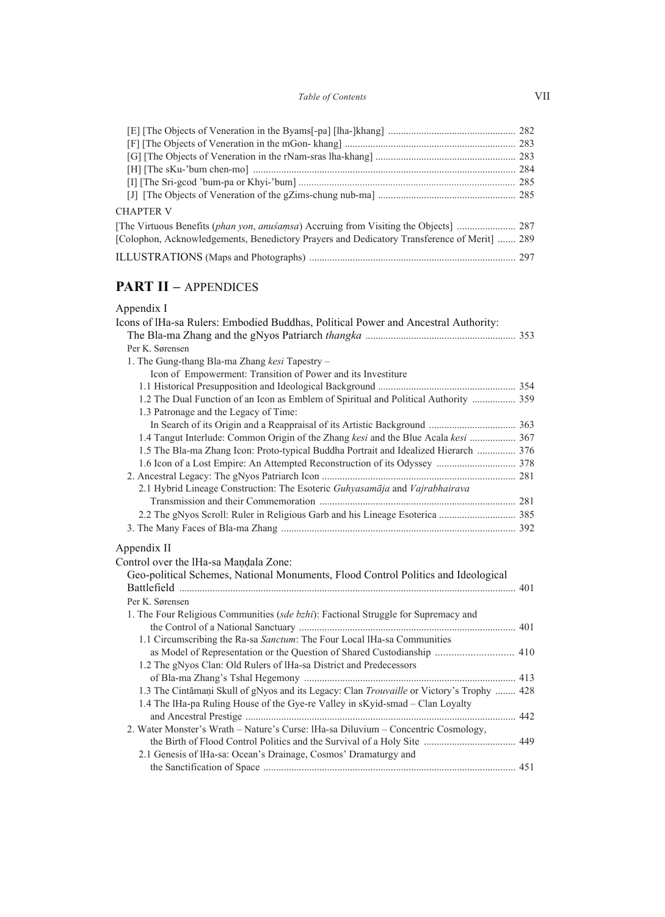[E] [The Objects of Veneration in the Byams[-pa] [lha-]khang] ........ 282
[F] [The Objects of Veneration in the mGon- khang] ........ 283
[G] [The Objects of Veneration in the rNam-sras lha-khang] ........ 283
[H] [The sKu-'bum chen-mo] ........ 284
[I] [The Sri-gcod 'bum-pa or Khyi-'bum] ........ 285
[J] [The Objects of Veneration of the gZims-chung nub-ma] ........ 285

CHAPTER V

[The Virtuous Benefits (*phan yon*, *anuśaṃsa*) Accruing from Visiting the Objects] ........ 287
[Colophon, Acknowledgements, Benedictory Prayers and Dedicatory Transference of Merit] ........ 289

ILLUSTRATIONS (Maps and Photographs) ........ 297

## PART II – APPENDICES

Appendix I

Icons of lHa-sa Rulers: Embodied Buddhas, Political Power and Ancestral Authority: The Bla-ma Zhang and the gNyos Patriarch *thangka* ........ 353

Per K. Sørensen

1. The Gung-thang Bla-ma Zhang *kesi* Tapestry – Icon of Empowerment: Transition of Power and its Investiture
   1.1 Historical Presupposition and Ideological Background ........ 354
   1.2 The Dual Function of an Icon as Emblem of Spiritual and Political Authority ........ 359
   1.3 Patronage and the Legacy of Time: In Search of its Origin and a Reappraisal of its Artistic Background ........ 363
   1.4 Tangut Interlude: Common Origin of the Zhang *kesi* and the Blue Acala *kesi* ........ 367
   1.5 The Bla-ma Zhang Icon: Proto-typical Buddha Portrait and Idealized Hierarch ........ 376
   1.6 Icon of a Lost Empire: An Attempted Reconstruction of its Odyssey ........ 378
2. Ancestral Legacy: The gNyos Patriarch Icon ........ 281
   2.1 Hybrid Lineage Construction: The Esoteric *Guhyasamāja* and *Vajrabhairava* Transmission and their Commemoration ........ 281
   2.2 The gNyos Scroll: Ruler in Religious Garb and his Lineage Esoterica ........ 385
3. The Many Faces of Bla-ma Zhang ........ 392

Appendix II

Control over the lHa-sa Maṇḍala Zone: Geo-political Schemes, National Monuments, Flood Control Politics and Ideological Battlefield ........ 401

Per K. Sørensen

1. The Four Religious Communities (*sde bzhi*): Factional Struggle for Supremacy and the Control of a National Sanctuary ........ 401
   1.1 Circumscribing the Ra-sa *Sanctum*: The Four Local lHa-sa Communities as Model of Representation or the Question of Shared Custodianship ........ 410
   1.2 The gNyos Clan: Old Rulers of lHa-sa District and Predecessors of Bla-ma Zhang's Tshal Hegemony ........ 413
   1.3 The Cintāmaṇi Skull of gNyos and its Legacy: Clan *Trouvaille* or Victory's Trophy ........ 428
   1.4 The lHa-pa Ruling House of the Gye-re Valley in sKyid-smad – Clan Loyalty and Ancestral Prestige ........ 442
2. Water Monster's Wrath – Nature's Curse: lHa-sa Diluvium – Concentric Cosmology, the Birth of Flood Control Politics and the Survival of a Holy Site ........ 449
   2.1 Genesis of lHa-sa: Ocean's Drainage, Cosmos' Dramaturgy and the Sanctification of Space ........ 451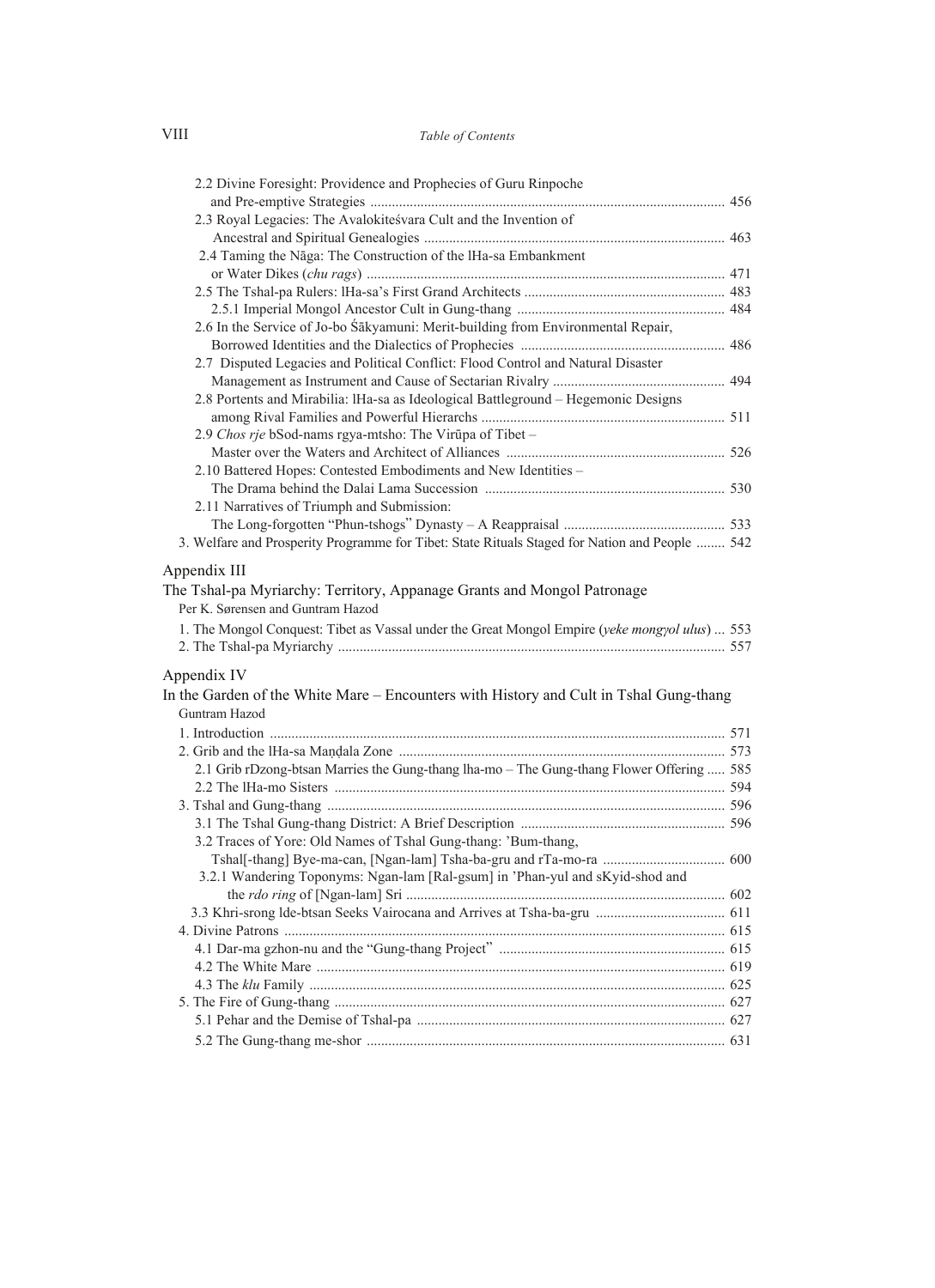2.2 Divine Foresight: Providence and Prophecies of Guru Rinpoche and Pre-emptive Strategies ... 456

2.3 Royal Legacies: The Avalokiteśvara Cult and the Invention of Ancestral and Spiritual Genealogies ... 463

2.4 Taming the Nāga: The Construction of the lHa-sa Embankment or Water Dikes (*chu rags*) ... 471

2.5 The Tshal-pa Rulers: lHa-sa's First Grand Architects ... 483

2.5.1 Imperial Mongol Ancestor Cult in Gung-thang ... 484

2.6 In the Service of Jo-bo Śākyamuni: Merit-building from Environmental Repair, Borrowed Identities and the Dialectics of Prophecies ... 486

2.7 Disputed Legacies and Political Conflict: Flood Control and Natural Disaster Management as Instrument and Cause of Sectarian Rivalry ... 494

2.8 Portents and Mirabilia: lHa-sa as Ideological Battleground – Hegemonic Designs among Rival Families and Powerful Hierarchs ... 511

2.9 *Chos rje* bSod-nams rgya-mtsho: The Virūpa of Tibet – Master over the Waters and Architect of Alliances ... 526

2.10 Battered Hopes: Contested Embodiments and New Identities – The Drama behind the Dalai Lama Succession ... 530

2.11 Narratives of Triumph and Submission: The Long-forgotten "Phun-tshogs" Dynasty – A Reappraisal ... 533

3. Welfare and Prosperity Programme for Tibet: State Rituals Staged for Nation and People ... 542

## Appendix III

## The Tshal-pa Myriarchy: Territory, Appanage Grants and Mongol Patronage

Per K. Sørensen and Guntram Hazod

1. The Mongol Conquest: Tibet as Vassal under the Great Mongol Empire (*yeke mongγol ulus*) ... 553

2. The Tshal-pa Myriarchy ... 557

## Appendix IV

## In the Garden of the White Mare – Encounters with History and Cult in Tshal Gung-thang

Guntram Hazod

1. Introduction ... 571

2. Grib and the lHa-sa Maṇḍala Zone ... 573

2.1 Grib rDzong-btsan Marries the Gung-thang lha-mo – The Gung-thang Flower Offering ... 585

2.2 The lHa-mo Sisters ... 594

3. Tshal and Gung-thang ... 596

3.1 The Tshal Gung-thang District: A Brief Description ... 596

3.2 Traces of Yore: Old Names of Tshal Gung-thang: 'Bum-thang, Tshal[-thang] Bye-ma-can, [Ngan-lam] Tsha-ba-gru and rTa-mo-ra ... 600

3.2.1 Wandering Toponyms: Ngan-lam [Ral-gsum] in 'Phan-yul and sKyid-shod and the *rdo ring* of [Ngan-lam] Sri ... 602

3.3 Khri-srong lde-btsan Seeks Vairocana and Arrives at Tsha-ba-gru ... 611

4. Divine Patrons ... 615

4.1 Dar-ma gzhon-nu and the "Gung-thang Project" ... 615

4.2 The White Mare ... 619

4.3 The *klu* Family ... 625

5. The Fire of Gung-thang ... 627

5.1 Pehar and the Demise of Tshal-pa ... 627

5.2 The Gung-thang me-shor ... 631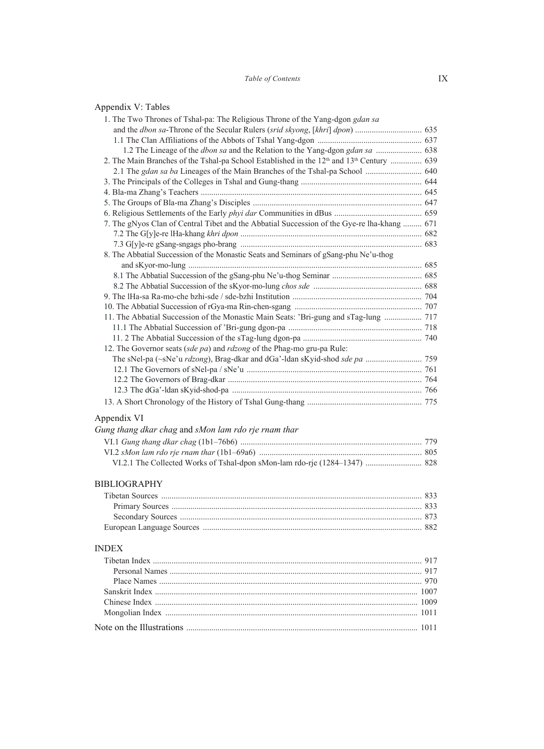Appendix V: Tables

1. The Two Thrones of Tshal-pa: The Religious Throne of the Yang-dgon *gdan sa* and the *dbon sa*-Throne of the Secular Rulers (*srid skyong*, [*khri*] *dpon*) ................................ 635
   - 1.1 The Clan Affiliations of the Abbots of Tshal Yang-dgon .................................................. 637
   - 1.2 The Lineage of the *dbon sa* and the Relation to the Yang-dgon *gdan sa* ...................... 638
2. The Main Branches of the Tshal-pa School Established in the 12th and 13th Century ............... 639
   - 2.1 The *gdan sa ba* Lineages of the Main Branches of the Tshal-pa School ........................... 640
3. The Principals of the Colleges in Tshal and Gung-thang .......................................................... 644
4. Bla-ma Zhang's Teachers .......................................................................................................... 645
5. The Groups of Bla-ma Zhang's Disciples ................................................................................. 647
6. Religious Settlements of the Early *phyi dar* Communities in dBus .......................................... 659
7. The gNyos Clan of Central Tibet and the Abbatial Succession of the Gye-re lha-khang ......... 671
   - 7.2 The G[y]e-re lHa-khang *khri dpon* ...................................................................................... 682
   - 7.3 G[y]e-re gSang-sngags pho-brang ....................................................................................... 683
8. The Abbatial Succession of the Monastic Seats and Seminars of gSang-phu Ne'u-thog and sKyor-mo-lung ................................................................................................................ 685
   - 8.1 The Abbatial Succession of the gSang-phu Ne'u-thog Seminar ........................................... 685
   - 8.2 The Abbatial Succession of the sKyor-mo-lung *chos sde* .................................................... 688
9. The lHa-sa Ra-mo-che bzhi-sde / sde-bzhi Institution .............................................................. 704
10. The Abbatial Succession of rGya-ma Rin-chen-sgang ............................................................. 707
11. The Abbatial Succession of the Monastic Main Seats: 'Bri-gung and sTag-lung .................. 717
    - 11.1 The Abbatial Succession of 'Bri-gung dgon-pa ................................................................ 718
    - 11. 2 The Abbatial Succession of the sTag-lung dgon-pa ......................................................... 740
12. The Governor seats (*sde pa*) and *rdzong* of the Phag-mo gru-pa Rule: The sNel-pa (~sNe'u *rdzong*), Brag-dkar and dGa'-ldan sKyid-shod *sde pa* ........................... 759
    - 12.1 The Governors of sNel-pa / sNe'u ..................................................................................... 761
    - 12.2 The Governors of Brag-dkar ............................................................................................. 764
    - 12.3 The dGa'-ldan sKyid-shod-pa ........................................................................................... 766
13. A Short Chronology of the History of Tshal Gung-thang ....................................................... 775

Appendix VI

*Gung thang dkar chag* and *sMon lam rdo rje rnam thar*

- VI.1 *Gung thang dkar chag* (1b1–76b6) ...................................................................................... 779
- VI.2 *sMon lam rdo rje rnam thar* (1b1–69a6) ............................................................................. 805
  - VI.2.1 The Collected Works of Tshal-dpon sMon-lam rdo-rje (1284–1347) ........................... 828

BIBLIOGRAPHY

- Tibetan Sources ........................................................................................................................... 833
  - Primary Sources ...................................................................................................................... 833
  - Secondary Sources .................................................................................................................. 873
- European Language Sources ....................................................................................................... 882

INDEX

- Tibetan Index ............................................................................................................................... 917
  - Personal Names ....................................................................................................................... 917
  - Place Names ............................................................................................................................ 970
- Sanskrit Index ............................................................................................................................. 1007
- Chinese Index ............................................................................................................................. 1009
- Mongolian Index ........................................................................................................................ 1011

Note on the Illustrations ............................................................................................................... 1011